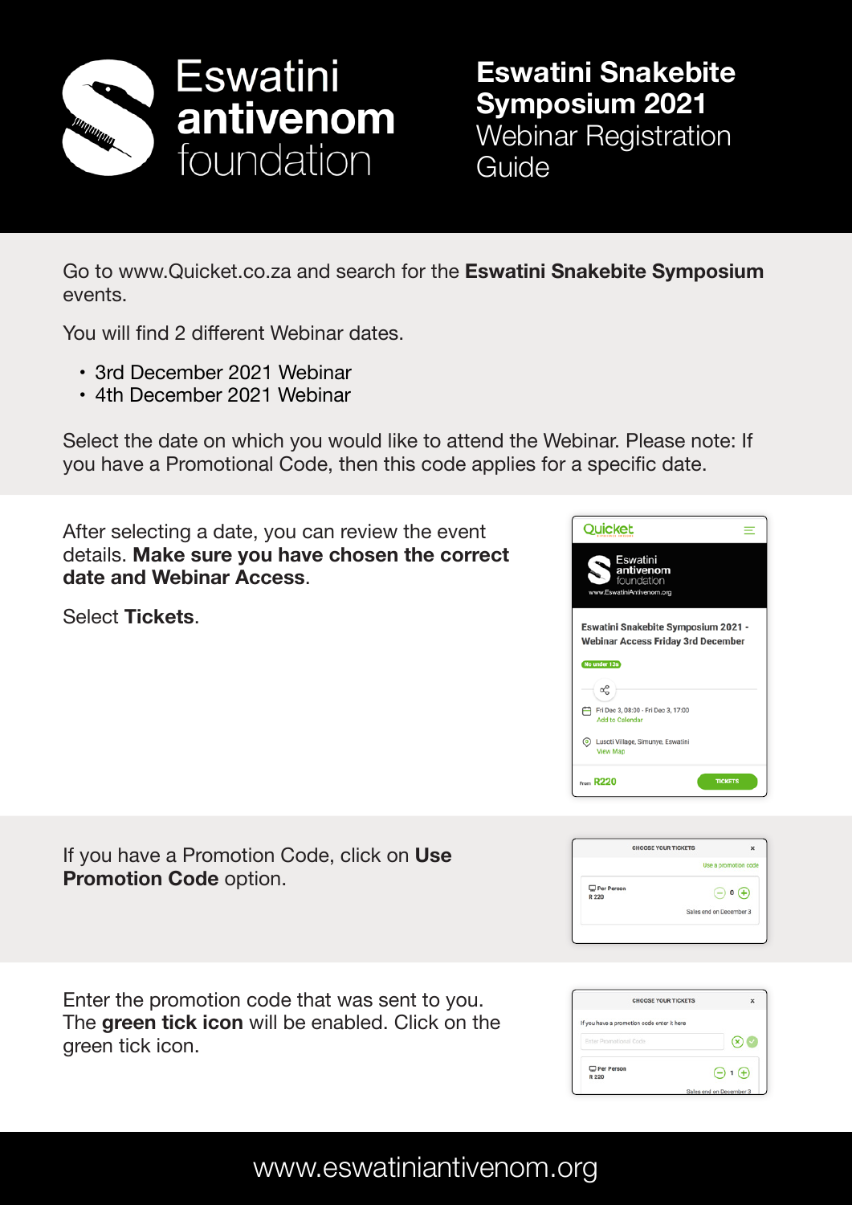# Eswatini antivenom foundation

## Eswatini Snakebite Symposium 2021
Webinar Registration Guide

Go to www.Quicket.co.za and search for the **Eswatini Snakebite Symposium** events.

You will find 2 different Webinar dates.

- 3rd December 2021 Webinar
- 4th December 2021 Webinar

Select the date on which you would like to attend the Webinar. Please note: If you have a Promotional Code, then this code applies for a specific date.

After selecting a date, you can review the event details. **Make sure you have chosen the correct date and Webinar Access**.

Select **Tickets**.

If you have a Promotion Code, click on **Use Promotion Code** option.

Enter the promotion code that was sent to you. The **green tick icon** will be enabled. Click on the green tick icon.

www.eswatiniantivenom.org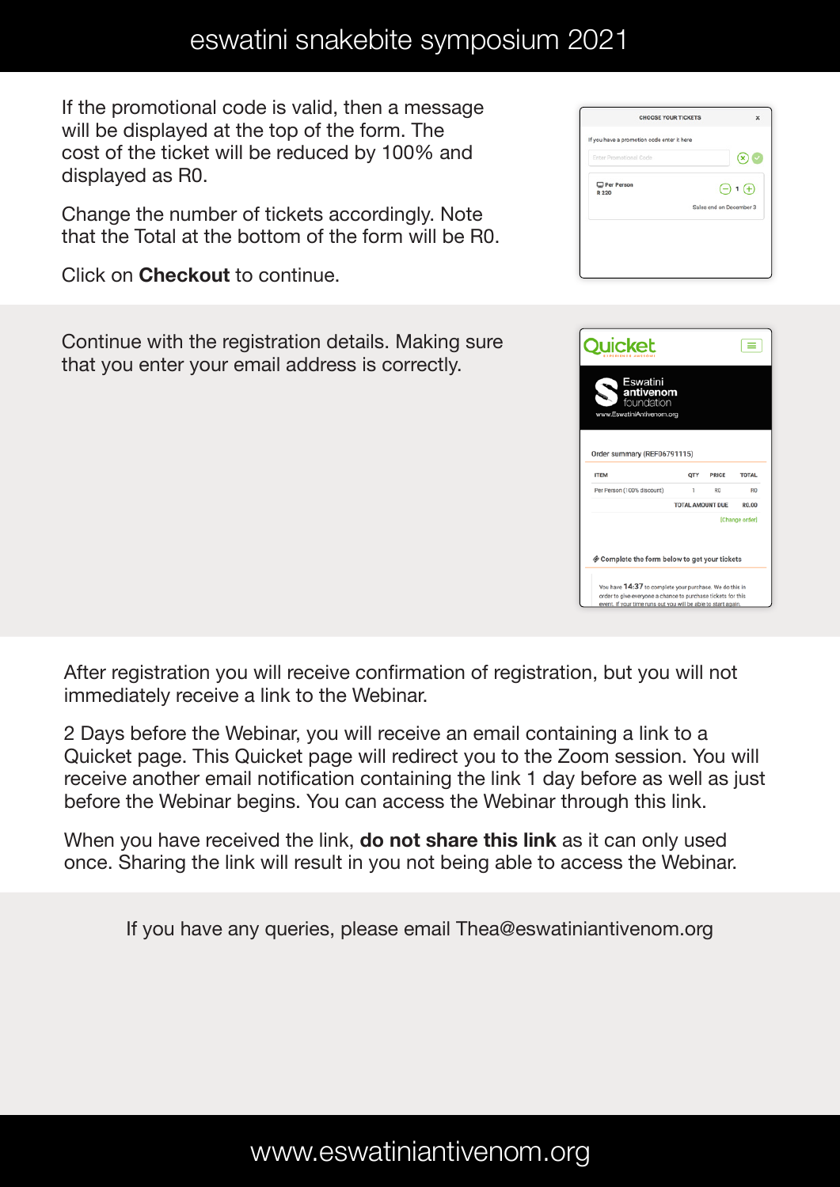# eswatini snakebite symposium 2021

If the promotional code is valid, then a message will be displayed at the top of the form. The cost of the ticket will be reduced by 100% and displayed as R0.

Change the number of tickets accordingly. Note that the Total at the bottom of the form will be R0.

Click on **Checkout** to continue.

Continue with the registration details. Making sure that you enter your email address is correctly.

After registration you will receive confirmation of registration, but you will not immediately receive a link to the Webinar.

2 Days before the Webinar, you will receive an email containing a link to a Quicket page. This Quicket page will redirect you to the Zoom session. You will receive another email notification containing the link 1 day before as well as just before the Webinar begins. You can access the Webinar through this link.

When you have received the link, **do not share this link** as it can only used once. Sharing the link will result in you not being able to access the Webinar.

If you have any queries, please email Thea@eswatiniantivenom.org

www.eswatiniantivenom.org